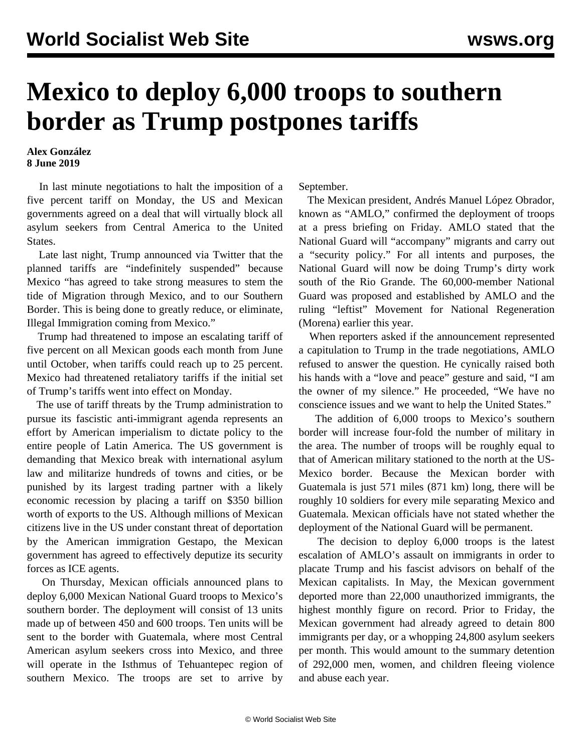# Mexico to deploy 6,000 troops to southern border as Trump postpones tariffs

**Alex González**
**8 June 2019**

In last minute negotiations to halt the imposition of a five percent tariff on Monday, the US and Mexican governments agreed on a deal that will virtually block all asylum seekers from Central America to the United States.

Late last night, Trump announced via Twitter that the planned tariffs are "indefinitely suspended" because Mexico "has agreed to take strong measures to stem the tide of Migration through Mexico, and to our Southern Border. This is being done to greatly reduce, or eliminate, Illegal Immigration coming from Mexico."

Trump had threatened to impose an escalating tariff of five percent on all Mexican goods each month from June until October, when tariffs could reach up to 25 percent. Mexico had threatened retaliatory tariffs if the initial set of Trump's tariffs went into effect on Monday.

The use of tariff threats by the Trump administration to pursue its fascistic anti-immigrant agenda represents an effort by American imperialism to dictate policy to the entire people of Latin America. The US government is demanding that Mexico break with international asylum law and militarize hundreds of towns and cities, or be punished by its largest trading partner with a likely economic recession by placing a tariff on $350 billion worth of exports to the US. Although millions of Mexican citizens live in the US under constant threat of deportation by the American immigration Gestapo, the Mexican government has agreed to effectively deputize its security forces as ICE agents.

On Thursday, Mexican officials announced plans to deploy 6,000 Mexican National Guard troops to Mexico's southern border. The deployment will consist of 13 units made up of between 450 and 600 troops. Ten units will be sent to the border with Guatemala, where most Central American asylum seekers cross into Mexico, and three will operate in the Isthmus of Tehuantepec region of southern Mexico. The troops are set to arrive by September.

The Mexican president, Andrés Manuel López Obrador, known as "AMLO," confirmed the deployment of troops at a press briefing on Friday. AMLO stated that the National Guard will "accompany" migrants and carry out a "security policy." For all intents and purposes, the National Guard will now be doing Trump's dirty work south of the Rio Grande. The 60,000-member National Guard was proposed and established by AMLO and the ruling "leftist" Movement for National Regeneration (Morena) earlier this year.

When reporters asked if the announcement represented a capitulation to Trump in the trade negotiations, AMLO refused to answer the question. He cynically raised both his hands with a "love and peace" gesture and said, "I am the owner of my silence." He proceeded, "We have no conscience issues and we want to help the United States."

The addition of 6,000 troops to Mexico's southern border will increase four-fold the number of military in the area. The number of troops will be roughly equal to that of American military stationed to the north at the US-Mexico border. Because the Mexican border with Guatemala is just 571 miles (871 km) long, there will be roughly 10 soldiers for every mile separating Mexico and Guatemala. Mexican officials have not stated whether the deployment of the National Guard will be permanent.

The decision to deploy 6,000 troops is the latest escalation of AMLO's assault on immigrants in order to placate Trump and his fascist advisors on behalf of the Mexican capitalists. In May, the Mexican government deported more than 22,000 unauthorized immigrants, the highest monthly figure on record. Prior to Friday, the Mexican government had already agreed to detain 800 immigrants per day, or a whopping 24,800 asylum seekers per month. This would amount to the summary detention of 292,000 men, women, and children fleeing violence and abuse each year.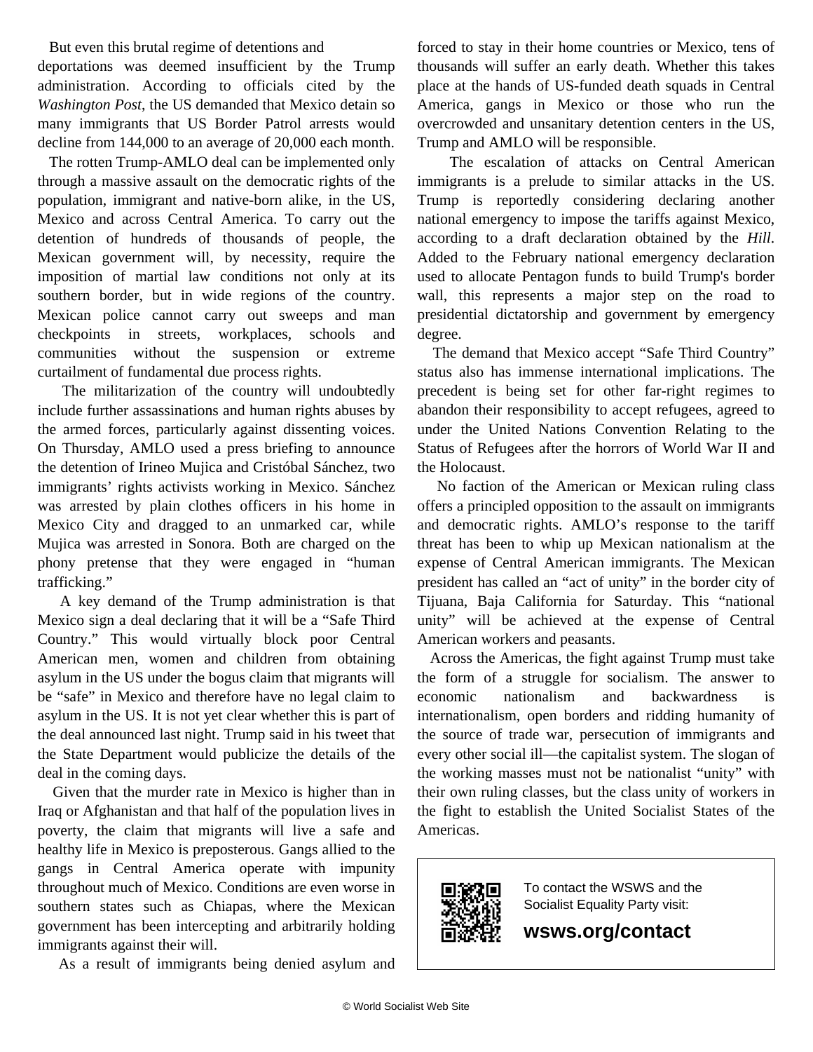But even this brutal regime of detentions and deportations was deemed insufficient by the Trump administration. According to officials cited by the *Washington Post*, the US demanded that Mexico detain so many immigrants that US Border Patrol arrests would decline from 144,000 to an average of 20,000 each month.

The rotten Trump-AMLO deal can be implemented only through a massive assault on the democratic rights of the population, immigrant and native-born alike, in the US, Mexico and across Central America. To carry out the detention of hundreds of thousands of people, the Mexican government will, by necessity, require the imposition of martial law conditions not only at its southern border, but in wide regions of the country. Mexican police cannot carry out sweeps and man checkpoints in streets, workplaces, schools and communities without the suspension or extreme curtailment of fundamental due process rights.

The militarization of the country will undoubtedly include further assassinations and human rights abuses by the armed forces, particularly against dissenting voices. On Thursday, AMLO used a press briefing to announce the detention of Irineo Mujica and Cristóbal Sánchez, two immigrants' rights activists working in Mexico. Sánchez was arrested by plain clothes officers in his home in Mexico City and dragged to an unmarked car, while Mujica was arrested in Sonora. Both are charged on the phony pretense that they were engaged in "human trafficking."

A key demand of the Trump administration is that Mexico sign a deal declaring that it will be a "Safe Third Country." This would virtually block poor Central American men, women and children from obtaining asylum in the US under the bogus claim that migrants will be "safe" in Mexico and therefore have no legal claim to asylum in the US. It is not yet clear whether this is part of the deal announced last night. Trump said in his tweet that the State Department would publicize the details of the deal in the coming days.

Given that the murder rate in Mexico is higher than in Iraq or Afghanistan and that half of the population lives in poverty, the claim that migrants will live a safe and healthy life in Mexico is preposterous. Gangs allied to the gangs in Central America operate with impunity throughout much of Mexico. Conditions are even worse in southern states such as Chiapas, where the Mexican government has been intercepting and arbitrarily holding immigrants against their will.

As a result of immigrants being denied asylum and forced to stay in their home countries or Mexico, tens of thousands will suffer an early death. Whether this takes place at the hands of US-funded death squads in Central America, gangs in Mexico or those who run the overcrowded and unsanitary detention centers in the US, Trump and AMLO will be responsible.

The escalation of attacks on Central American immigrants is a prelude to similar attacks in the US. Trump is reportedly considering declaring another national emergency to impose the tariffs against Mexico, according to a draft declaration obtained by the *Hill*. Added to the February national emergency declaration used to allocate Pentagon funds to build Trump's border wall, this represents a major step on the road to presidential dictatorship and government by emergency degree.

The demand that Mexico accept "Safe Third Country" status also has immense international implications. The precedent is being set for other far-right regimes to abandon their responsibility to accept refugees, agreed to under the United Nations Convention Relating to the Status of Refugees after the horrors of World War II and the Holocaust.

No faction of the American or Mexican ruling class offers a principled opposition to the assault on immigrants and democratic rights. AMLO's response to the tariff threat has been to whip up Mexican nationalism at the expense of Central American immigrants. The Mexican president has called an "act of unity" in the border city of Tijuana, Baja California for Saturday. This "national unity" will be achieved at the expense of Central American workers and peasants.

Across the Americas, the fight against Trump must take the form of a struggle for socialism. The answer to economic nationalism and backwardness is internationalism, open borders and ridding humanity of the source of trade war, persecution of immigrants and every other social ill—the capitalist system. The slogan of the working masses must not be nationalist "unity" with their own ruling classes, but the class unity of workers in the fight to establish the United Socialist States of the Americas.

To contact the WSWS and the Socialist Equality Party visit:

**wsws.org/contact**